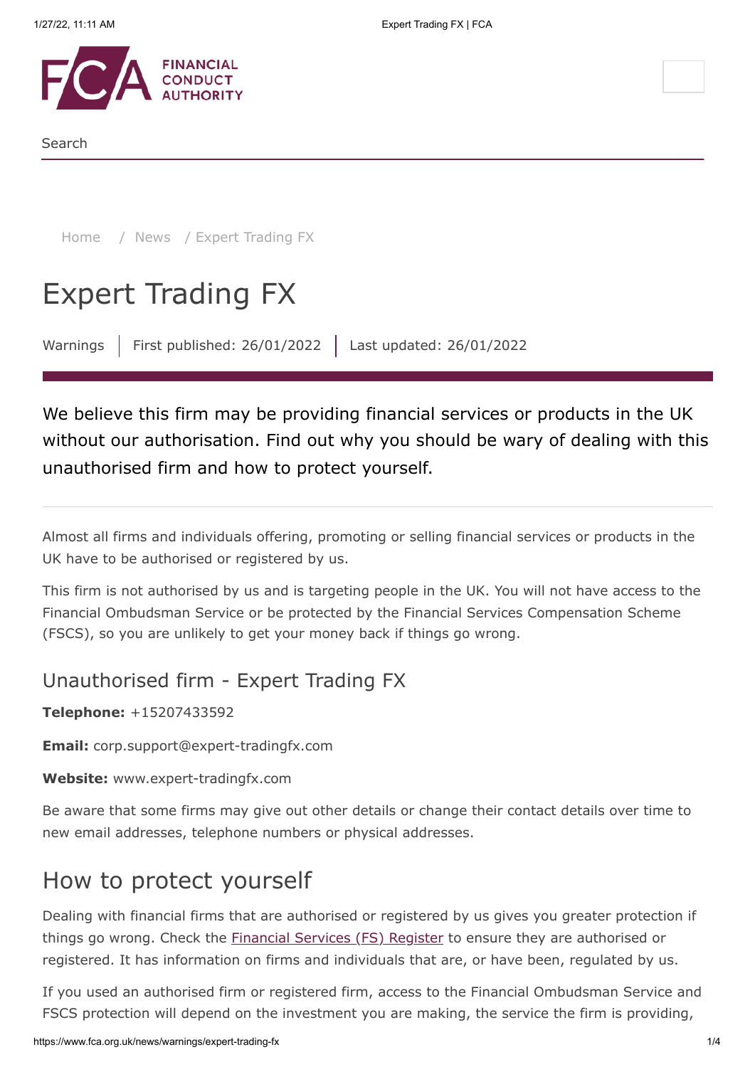Search

Home / News / Expert Trading FX

# Expert Trading FX

Warnings | First published: 26/01/2022 | Last updated: 26/01/2022

We believe this firm may be providing financial services or products in the UK without our authorisation. Find out why you should be wary of dealing with this unauthorised firm and how to protect yourself.

Almost all firms and individuals offering, promoting or selling financial services or products in the UK have to be authorised or registered by us.

This firm is not authorised by us and is targeting people in the UK. You will not have access to the Financial Ombudsman Service or be protected by the Financial Services Compensation Scheme (FSCS), so you are unlikely to get your money back if things go wrong.

### Unauthorised firm - Expert Trading FX

**Telephone:** +15207433592

**Email:** corp.support@expert-tradingfx.com

**Website:** www.expert-tradingfx.com

Be aware that some firms may give out other details or change their contact details over time to new email addresses, telephone numbers or physical addresses.

## How to protect yourself

Dealing with financial firms that are authorised or registered by us gives you greater protection if things go wrong. Check the Financial Services (FS) Register to ensure they are authorised or registered. It has information on firms and individuals that are, or have been, regulated by us.

If you used an authorised firm or registered firm, access to the Financial Ombudsman Service and FSCS protection will depend on the investment you are making, the service the firm is providing,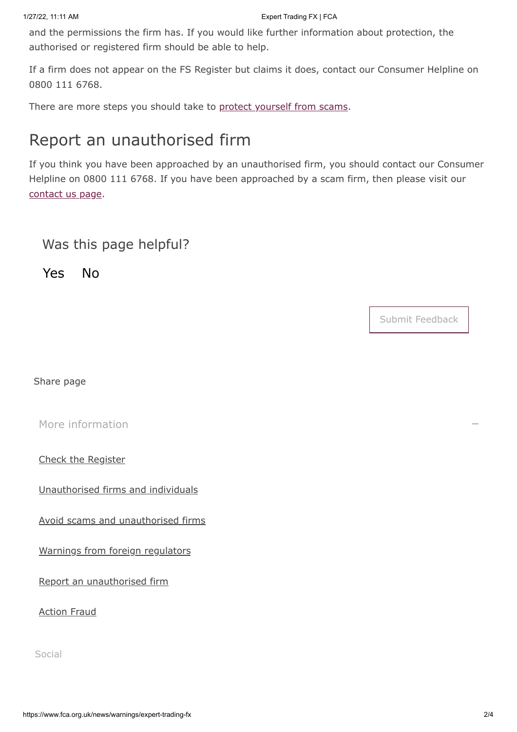and the permissions the firm has. If you would like further information about protection, the authorised or registered firm should be able to help.

If a firm does not appear on the FS Register but claims it does, contact our Consumer Helpline on 0800 111 6768.

There are more steps you should take to [protect yourself from scams](#).

## Report an unauthorised firm

If you think you have been approached by an unauthorised firm, you should contact our Consumer Helpline on 0800 111 6768. If you have been approached by a scam firm, then please visit our [contact us page](#).

### Was this page helpful?

Yes No

Submit Feedback

Share page

More information

- [Check the Register](#)
- [Unauthorised firms and individuals](#)
- [Avoid scams and unauthorised firms](#)
- [Warnings from foreign regulators](#)
- [Report an unauthorised firm](#)
- [Action Fraud](#)

Social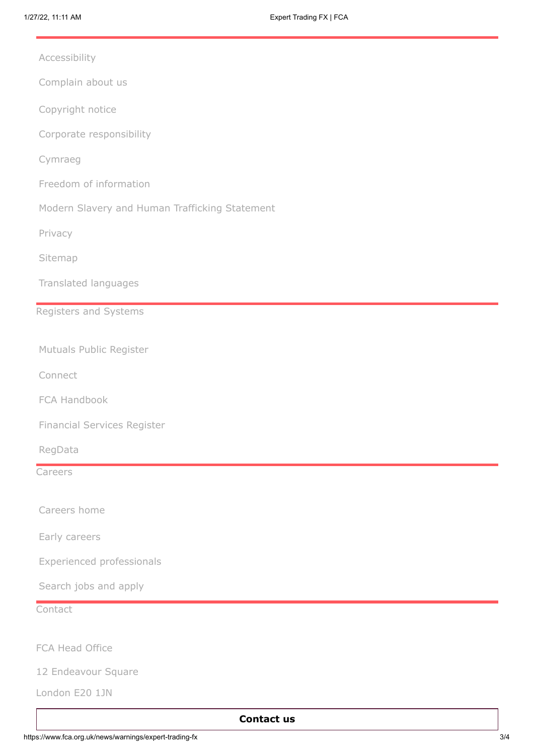- Accessibility
- Complain about us
- Copyright notice
- Corporate responsibility
- Cymraeg
- Freedom of information
- Modern Slavery and Human Trafficking Statement
- Privacy
- Sitemap
- Translated languages

## Registers and Systems

- Mutuals Public Register
- Connect
- FCA Handbook
- Financial Services Register
- RegData

## Careers

- Careers home
- Early careers
- Experienced professionals
- Search jobs and apply

## Contact

FCA Head Office

12 Endeavour Square

London E20 1JN

**Contact us**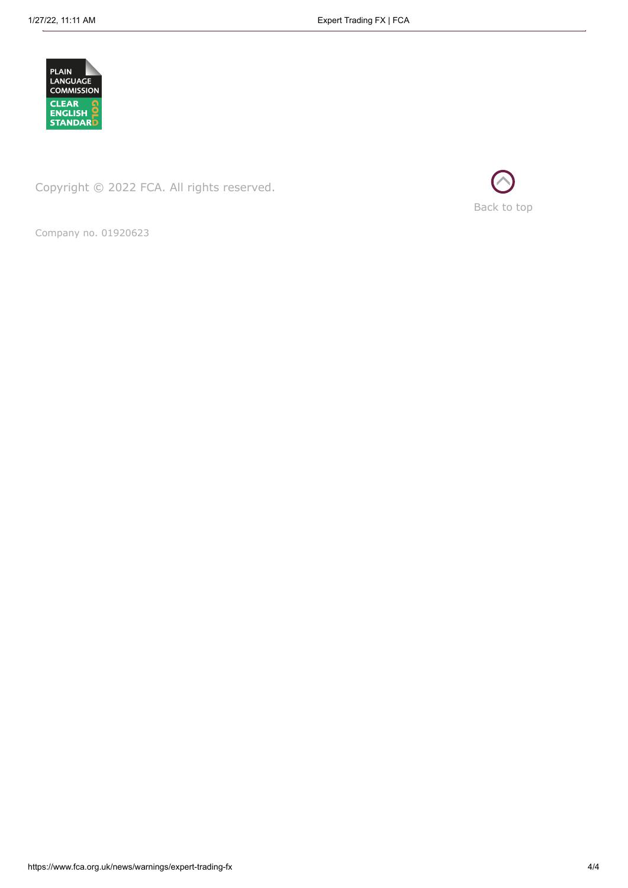PLAIN LANGUAGE COMMISSION

CLEAR ENGLISH STANDARD GOLD

Copyright © 2022 FCA. All rights reserved.

Back to top

Company no. 01920623